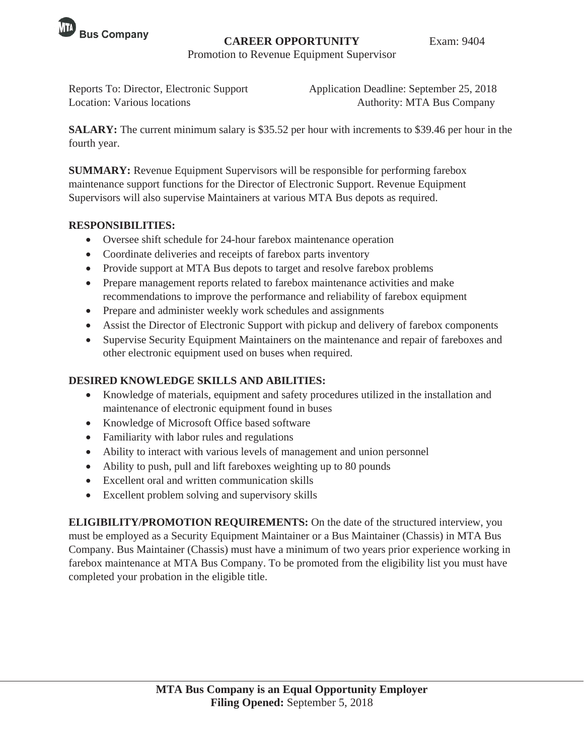MTA Bus Company

# CAREER OPPORTUNITY

Exam: 9404

Promotion to Revenue Equipment Supervisor

Reports To: Director, Electronic Support
Application Deadline: September 25, 2018
Location: Various locations
Authority: MTA Bus Company

**SALARY:** The current minimum salary is $35.52 per hour with increments to $39.46 per hour in the fourth year.

**SUMMARY:** Revenue Equipment Supervisors will be responsible for performing farebox maintenance support functions for the Director of Electronic Support. Revenue Equipment Supervisors will also supervise Maintainers at various MTA Bus depots as required.

**RESPONSIBILITIES:**

- Oversee shift schedule for 24-hour farebox maintenance operation
- Coordinate deliveries and receipts of farebox parts inventory
- Provide support at MTA Bus depots to target and resolve farebox problems
- Prepare management reports related to farebox maintenance activities and make recommendations to improve the performance and reliability of farebox equipment
- Prepare and administer weekly work schedules and assignments
- Assist the Director of Electronic Support with pickup and delivery of farebox components
- Supervise Security Equipment Maintainers on the maintenance and repair of fareboxes and other electronic equipment used on buses when required.

**DESIRED KNOWLEDGE SKILLS AND ABILITIES:**

- Knowledge of materials, equipment and safety procedures utilized in the installation and maintenance of electronic equipment found in buses
- Knowledge of Microsoft Office based software
- Familiarity with labor rules and regulations
- Ability to interact with various levels of management and union personnel
- Ability to push, pull and lift fareboxes weighting up to 80 pounds
- Excellent oral and written communication skills
- Excellent problem solving and supervisory skills

**ELIGIBILITY/PROMOTION REQUIREMENTS:** On the date of the structured interview, you must be employed as a Security Equipment Maintainer or a Bus Maintainer (Chassis) in MTA Bus Company. Bus Maintainer (Chassis) must have a minimum of two years prior experience working in farebox maintenance at MTA Bus Company. To be promoted from the eligibility list you must have completed your probation in the eligible title.

**MTA Bus Company is an Equal Opportunity Employer**
**Filing Opened:** September 5, 2018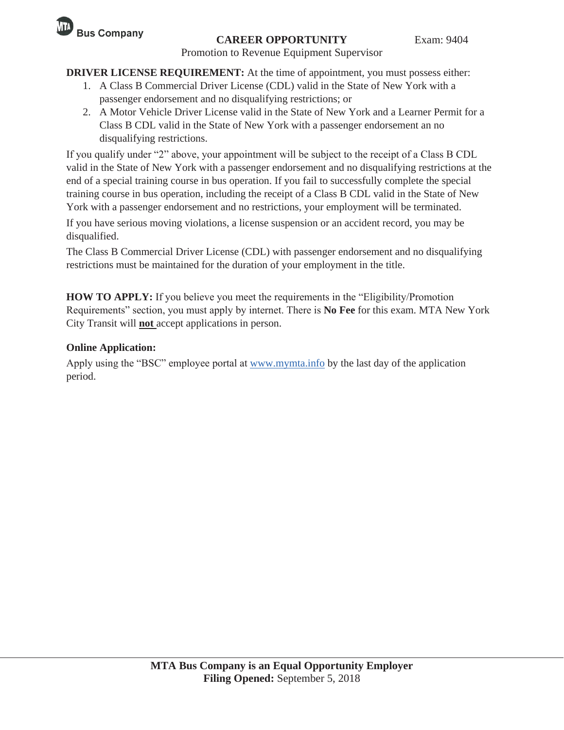**DRIVER LICENSE REQUIREMENT:** At the time of appointment, you must possess either:

1. A Class B Commercial Driver License (CDL) valid in the State of New York with a passenger endorsement and no disqualifying restrictions; or
2. A Motor Vehicle Driver License valid in the State of New York and a Learner Permit for a Class B CDL valid in the State of New York with a passenger endorsement an no disqualifying restrictions.

If you qualify under "2" above, your appointment will be subject to the receipt of a Class B CDL valid in the State of New York with a passenger endorsement and no disqualifying restrictions at the end of a special training course in bus operation. If you fail to successfully complete the special training course in bus operation, including the receipt of a Class B CDL valid in the State of New York with a passenger endorsement and no restrictions, your employment will be terminated.

If you have serious moving violations, a license suspension or an accident record, you may be disqualified.

The Class B Commercial Driver License (CDL) with passenger endorsement and no disqualifying restrictions must be maintained for the duration of your employment in the title.

**HOW TO APPLY:** If you believe you meet the requirements in the "Eligibility/Promotion Requirements" section, you must apply by internet. There is **No Fee** for this exam. MTA New York City Transit will **not** accept applications in person.

**Online Application:**

Apply using the "BSC" employee portal at www.mymta.info by the last day of the application period.

**MTA Bus Company is an Equal Opportunity Employer**
**Filing Opened:** September 5, 2018